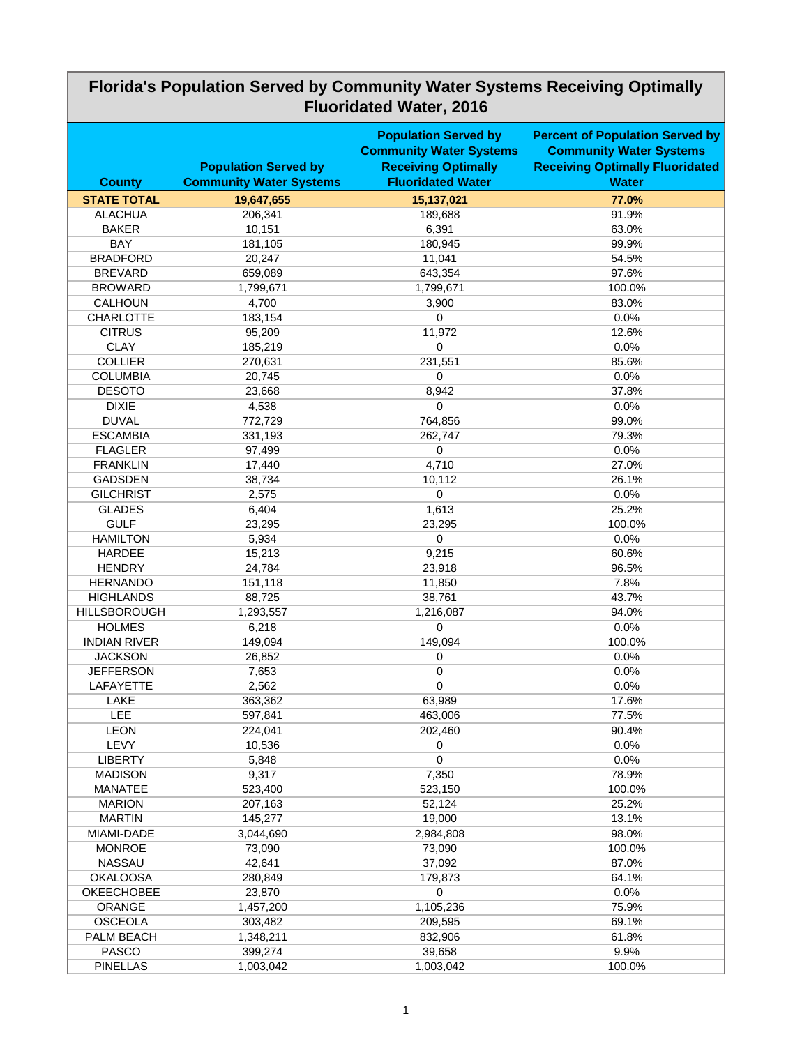# Florida's Population Served by Community Water Systems Receiving Optimally Fluoridated Water, 2016

| County | Population Served by Community Water Systems | Population Served by Community Water Systems Receiving Optimally Fluoridated Water | Percent of Population Served by Community Water Systems Receiving Optimally Fluoridated Water |
|---|---|---|---|
| **STATE TOTAL** | **19,647,655** | **15,137,021** | **77.0%** |
| ALACHUA | 206,341 | 189,688 | 91.9% |
| BAKER | 10,151 | 6,391 | 63.0% |
| BAY | 181,105 | 180,945 | 99.9% |
| BRADFORD | 20,247 | 11,041 | 54.5% |
| BREVARD | 659,089 | 643,354 | 97.6% |
| BROWARD | 1,799,671 | 1,799,671 | 100.0% |
| CALHOUN | 4,700 | 3,900 | 83.0% |
| CHARLOTTE | 183,154 | 0 | 0.0% |
| CITRUS | 95,209 | 11,972 | 12.6% |
| CLAY | 185,219 | 0 | 0.0% |
| COLLIER | 270,631 | 231,551 | 85.6% |
| COLUMBIA | 20,745 | 0 | 0.0% |
| DESOTO | 23,668 | 8,942 | 37.8% |
| DIXIE | 4,538 | 0 | 0.0% |
| DUVAL | 772,729 | 764,856 | 99.0% |
| ESCAMBIA | 331,193 | 262,747 | 79.3% |
| FLAGLER | 97,499 | 0 | 0.0% |
| FRANKLIN | 17,440 | 4,710 | 27.0% |
| GADSDEN | 38,734 | 10,112 | 26.1% |
| GILCHRIST | 2,575 | 0 | 0.0% |
| GLADES | 6,404 | 1,613 | 25.2% |
| GULF | 23,295 | 23,295 | 100.0% |
| HAMILTON | 5,934 | 0 | 0.0% |
| HARDEE | 15,213 | 9,215 | 60.6% |
| HENDRY | 24,784 | 23,918 | 96.5% |
| HERNANDO | 151,118 | 11,850 | 7.8% |
| HIGHLANDS | 88,725 | 38,761 | 43.7% |
| HILLSBOROUGH | 1,293,557 | 1,216,087 | 94.0% |
| HOLMES | 6,218 | 0 | 0.0% |
| INDIAN RIVER | 149,094 | 149,094 | 100.0% |
| JACKSON | 26,852 | 0 | 0.0% |
| JEFFERSON | 7,653 | 0 | 0.0% |
| LAFAYETTE | 2,562 | 0 | 0.0% |
| LAKE | 363,362 | 63,989 | 17.6% |
| LEE | 597,841 | 463,006 | 77.5% |
| LEON | 224,041 | 202,460 | 90.4% |
| LEVY | 10,536 | 0 | 0.0% |
| LIBERTY | 5,848 | 0 | 0.0% |
| MADISON | 9,317 | 7,350 | 78.9% |
| MANATEE | 523,400 | 523,150 | 100.0% |
| MARION | 207,163 | 52,124 | 25.2% |
| MARTIN | 145,277 | 19,000 | 13.1% |
| MIAMI-DADE | 3,044,690 | 2,984,808 | 98.0% |
| MONROE | 73,090 | 73,090 | 100.0% |
| NASSAU | 42,641 | 37,092 | 87.0% |
| OKALOOSA | 280,849 | 179,873 | 64.1% |
| OKEECHOBEE | 23,870 | 0 | 0.0% |
| ORANGE | 1,457,200 | 1,105,236 | 75.9% |
| OSCEOLA | 303,482 | 209,595 | 69.1% |
| PALM BEACH | 1,348,211 | 832,906 | 61.8% |
| PASCO | 399,274 | 39,658 | 9.9% |
| PINELLAS | 1,003,042 | 1,003,042 | 100.0% |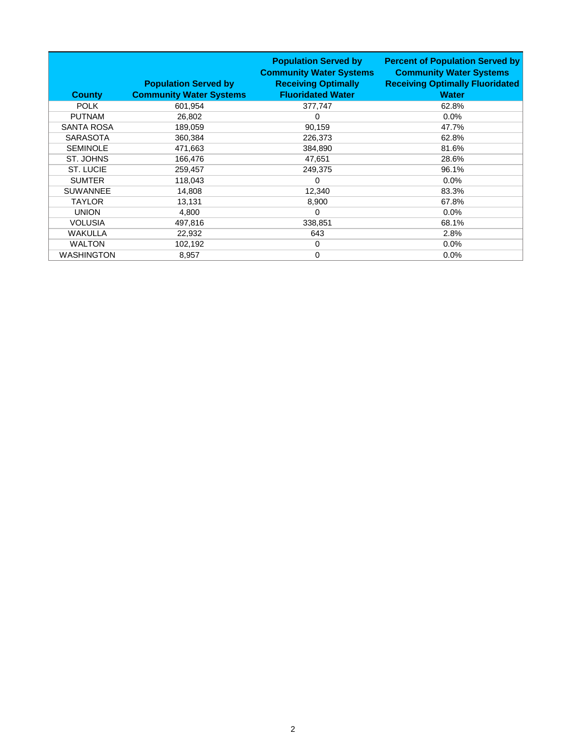| County | Population Served by Community Water Systems | Population Served by Community Water Systems Receiving Optimally Fluoridated Water | Percent of Population Served by Community Water Systems Receiving Optimally Fluoridated Water |
|---|---|---|---|
| POLK | 601,954 | 377,747 | 62.8% |
| PUTNAM | 26,802 | 0 | 0.0% |
| SANTA ROSA | 189,059 | 90,159 | 47.7% |
| SARASOTA | 360,384 | 226,373 | 62.8% |
| SEMINOLE | 471,663 | 384,890 | 81.6% |
| ST. JOHNS | 166,476 | 47,651 | 28.6% |
| ST. LUCIE | 259,457 | 249,375 | 96.1% |
| SUMTER | 118,043 | 0 | 0.0% |
| SUWANNEE | 14,808 | 12,340 | 83.3% |
| TAYLOR | 13,131 | 8,900 | 67.8% |
| UNION | 4,800 | 0 | 0.0% |
| VOLUSIA | 497,816 | 338,851 | 68.1% |
| WAKULLA | 22,932 | 643 | 2.8% |
| WALTON | 102,192 | 0 | 0.0% |
| WASHINGTON | 8,957 | 0 | 0.0% |